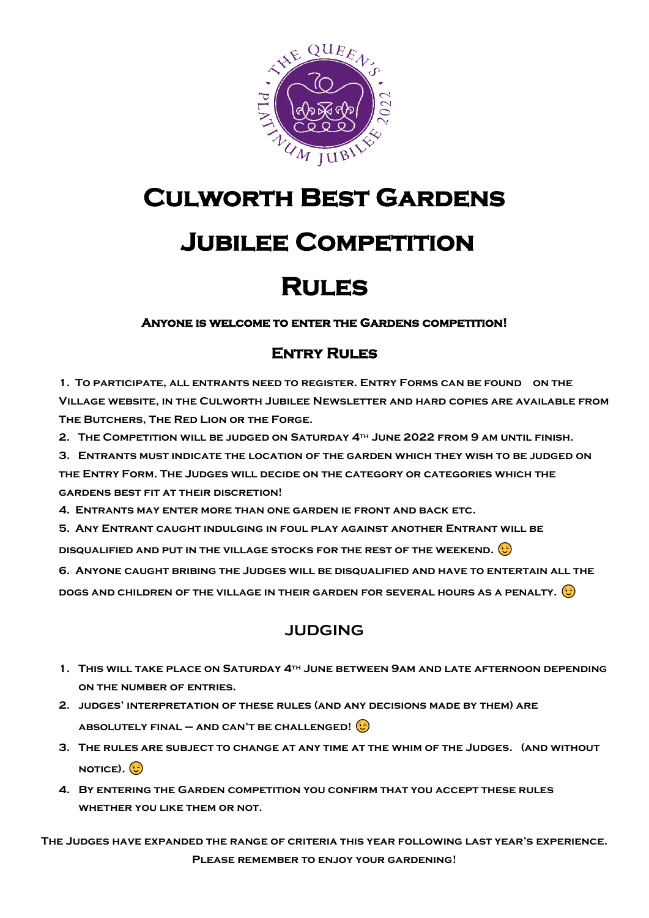# Culworth Best Gardens

# Jubilee Competition

# Rules

**Anyone is welcome to enter the Gardens competition!**

## Entry Rules

1. To participate, all entrants need to register. Entry Forms can be found on the Village website, in the Culworth Jubilee Newsletter and hard copies are available from The Butchers, The Red Lion or The Forge.
2. The Competition will be judged on Saturday 4th June 2022 from 9 am until finish.
3. Entrants must indicate the location of the garden which they wish to be judged on the Entry Form. The Judges will decide on the category or categories which the gardens best fit at their discretion!
4. Entrants may enter more than one garden ie front and back etc.
5. Any Entrant caught indulging in foul play against another Entrant will be disqualified and put in the village stocks for the rest of the weekend. 😉
6. Anyone caught bribing the Judges will be disqualified and have to entertain all the dogs and children of the village in their garden for several hours as a penalty. 😉

## Judging

1. This will take place on Saturday 4th June between 9am and late afternoon depending on the number of entries.
2. Judges' interpretation of these rules (and any decisions made by them) are absolutely final – and can't be challenged! 😉
3. The rules are subject to change at any time at the whim of the Judges. (and without notice). 😉
4. By entering the Garden competition you confirm that you accept these rules whether you like them or not.

The Judges have expanded the range of criteria this year following last year's experience.

Please remember to enjoy your gardening!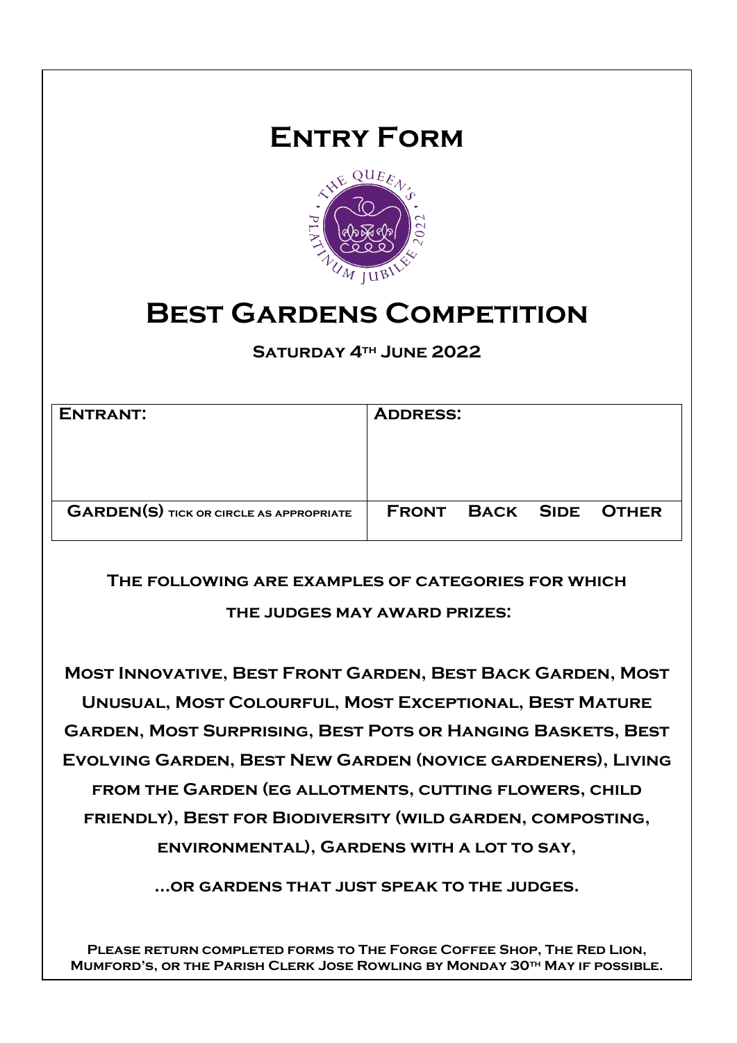# Entry Form

# Best Gardens Competition

**Saturday 4th June 2022**

| | |
|---|---|
| **Entrant:** | **Address:** |
| **Garden(s)** tick or circle as appropriate | **Front Back Side Other** |

**The following are examples of categories for which the judges may award prizes:**

**Most Innovative, Best Front Garden, Best Back Garden, Most Unusual, Most Colourful, Most Exceptional, Best Mature Garden, Most Surprising, Best Pots or Hanging Baskets, Best Evolving Garden, Best New Garden (novice gardeners), Living from the Garden (eg allotments, cutting flowers, child friendly), Best for Biodiversity (wild garden, composting, environmental), Gardens with a lot to say,**

**...or gardens that just speak to the judges.**

**Please return completed forms to The Forge Coffee Shop, The Red Lion, Mumford's, or the Parish Clerk Jose Rowling by Monday 30th May if possible.**